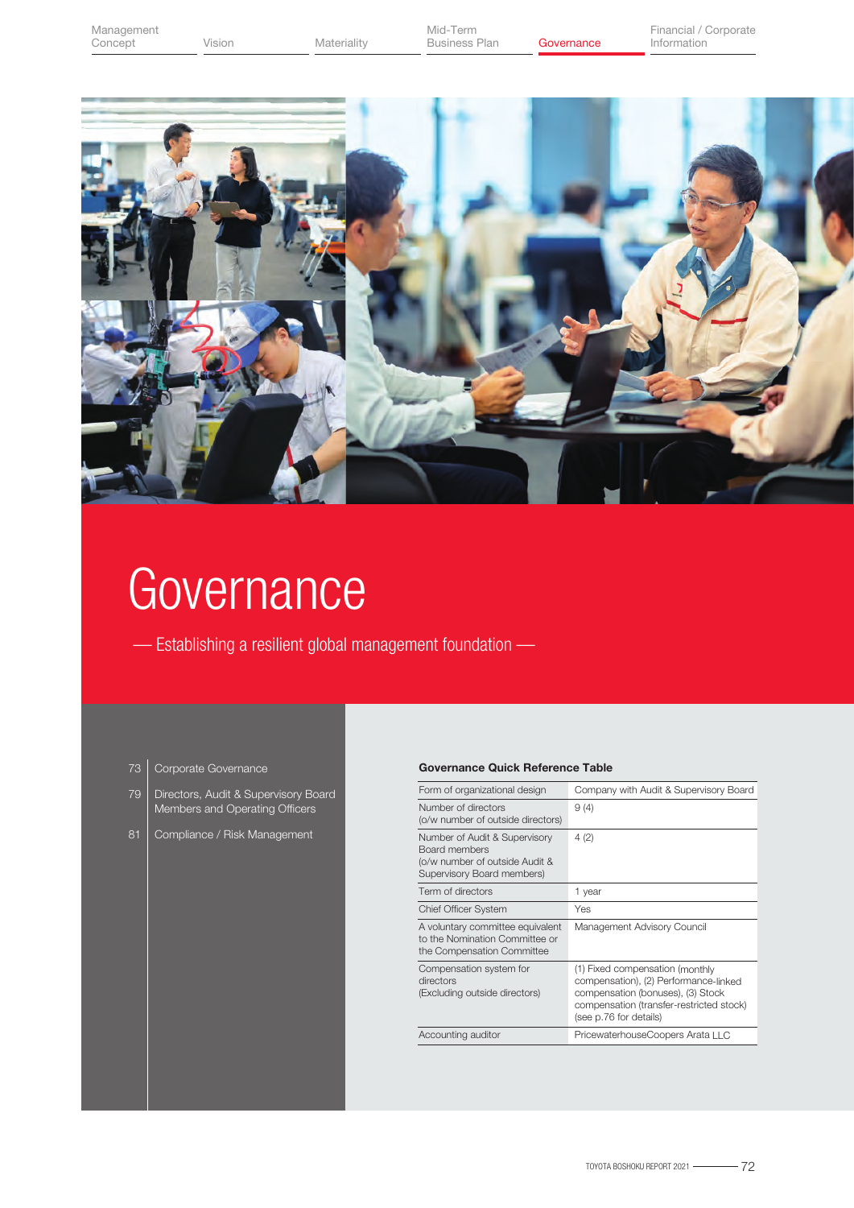# Governance

— Establishing a resilient global management foundation —

| | |
|---|---|
| 73 | Corporate Governance |
| 79 | Directors, Audit & Supervisory Board Members and Operating Officers |
| 81 | Compliance / Risk Management |

**Governance Quick Reference Table**

| | |
|---|---|
| Form of organizational design | Company with Audit & Supervisory Board |
| Number of directors (o/w number of outside directors) | 9 (4) |
| Number of Audit & Supervisory Board members (o/w number of outside Audit & Supervisory Board members) | 4 (2) |
| Term of directors | 1 year |
| Chief Officer System | Yes |
| A voluntary committee equivalent to the Nomination Committee or the Compensation Committee | Management Advisory Council |
| Compensation system for directors (Excluding outside directors) | (1) Fixed compensation (monthly compensation), (2) Performance-linked compensation (bonuses), (3) Stock compensation (transfer-restricted stock) (see p.76 for details) |
| Accounting auditor | PricewaterhouseCoopers Arata LLC |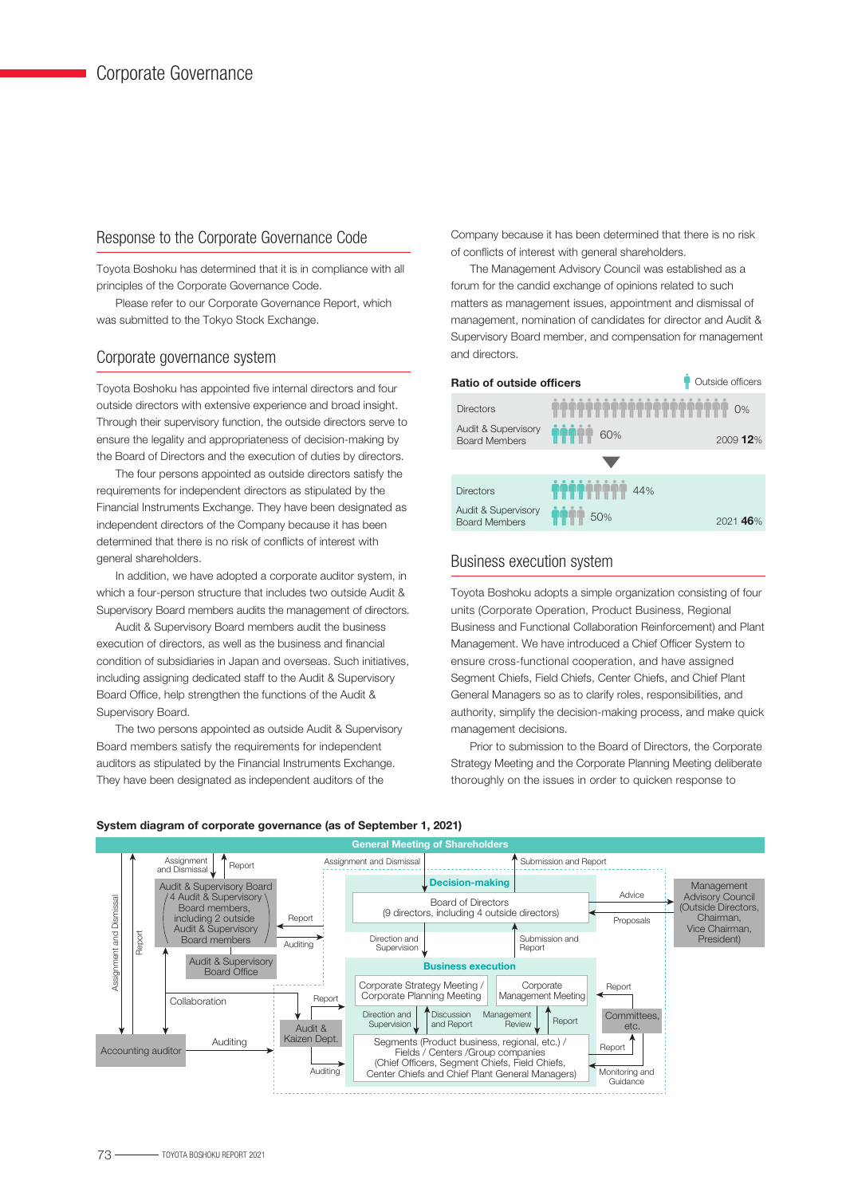# Corporate Governance

## Response to the Corporate Governance Code

Toyota Boshoku has determined that it is in compliance with all principles of the Corporate Governance Code.

Please refer to our Corporate Governance Report, which was submitted to the Tokyo Stock Exchange.

## Corporate governance system

Toyota Boshoku has appointed five internal directors and four outside directors with extensive experience and broad insight. Through their supervisory function, the outside directors serve to ensure the legality and appropriateness of decision-making by the Board of Directors and the execution of duties by directors.

The four persons appointed as outside directors satisfy the requirements for independent directors as stipulated by the Financial Instruments Exchange. They have been designated as independent directors of the Company because it has been determined that there is no risk of conflicts of interest with general shareholders.

In addition, we have adopted a corporate auditor system, in which a four-person structure that includes two outside Audit & Supervisory Board members audits the management of directors.

Audit & Supervisory Board members audit the business execution of directors, as well as the business and financial condition of subsidiaries in Japan and overseas. Such initiatives, including assigning dedicated staff to the Audit & Supervisory Board Office, help strengthen the functions of the Audit & Supervisory Board.

The two persons appointed as outside Audit & Supervisory Board members satisfy the requirements for independent auditors as stipulated by the Financial Instruments Exchange. They have been designated as independent auditors of the Company because it has been determined that there is no risk of conflicts of interest with general shareholders.

The Management Advisory Council was established as a forum for the candid exchange of opinions related to such matters as management issues, appointment and dismissal of management, nomination of candidates for director and Audit & Supervisory Board member, and compensation for management and directors.

**Ratio of outside officers**

| | Directors | Audit & Supervisory Board Members | Total |
|---|---|---|---|
| 2009 | 0% | 60% | 12% |
| 2021 | 44% | 50% | 46% |

## Business execution system

Toyota Boshoku adopts a simple organization consisting of four units (Corporate Operation, Product Business, Regional Business and Functional Collaboration Reinforcement) and Plant Management. We have introduced a Chief Officer System to ensure cross-functional cooperation, and have assigned Segment Chiefs, Field Chiefs, Center Chiefs, and Chief Plant General Managers so as to clarify roles, responsibilities, and authority, simplify the decision-making process, and make quick management decisions.

Prior to submission to the Board of Directors, the Corporate Strategy Meeting and the Corporate Planning Meeting deliberate thoroughly on the issues in order to quicken response to

**System diagram of corporate governance (as of September 1, 2021)**

- **General Meeting of Shareholders**
  - Assignment and Dismissal → Board of Directors; Submission and Report → General Meeting
  - Assignment and Dismissal / Report: Audit & Supervisory Board; Assignment and Dismissal / Report: Accounting auditor
- **Decision-making**
  - Board of Directors (9 directors, including 4 outside directors)
  - Advice ← / Proposals →: Management Advisory Council (Outside Directors, Chairman, Vice Chairman, President)
  - Direction and Supervision ↓ / Submission and Report ↑
- **Audit & Supervisory Board** (4 Audit & Supervisory Board members, including 2 outside Audit & Supervisory Board members)
  - Report / Auditing → Board of Directors
  - Audit & Supervisory Board Office
  - Collaboration with Accounting auditor and Audit & Kaizen Dept.
- **Accounting auditor** — Auditing
- **Audit & Kaizen Dept.** — Report / Auditing
- **Business execution**
  - Corporate Strategy Meeting / Corporate Planning Meeting
  - Corporate Management Meeting
  - Direction and Supervision / Discussion and Report / Management Review / Report
  - Segments (Product business, regional, etc.) / Fields / Centers /Group companies (Chief Officers, Segment Chiefs, Field Chiefs, Center Chiefs and Chief Plant General Managers)
  - Committees, etc. — Report / Monitoring and Guidance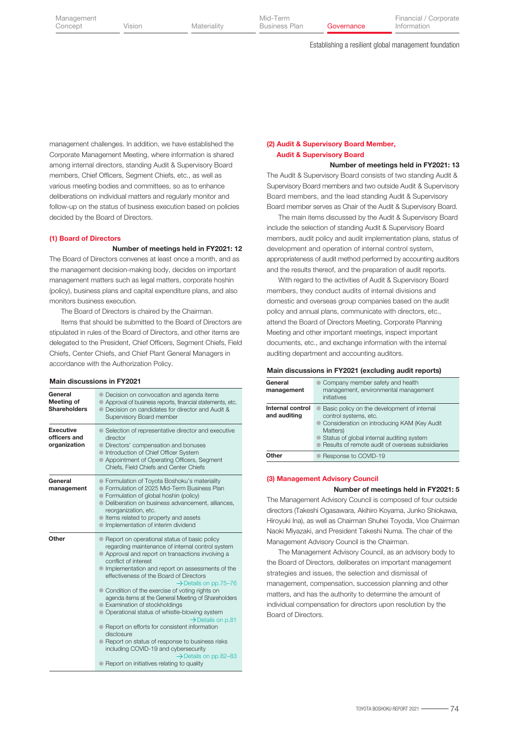management challenges. In addition, we have established the Corporate Management Meeting, where information is shared among internal directors, standing Audit & Supervisory Board members, Chief Officers, Segment Chiefs, etc., as well as various meeting bodies and committees, so as to enhance deliberations on individual matters and regularly monitor and follow-up on the status of business execution based on policies decided by the Board of Directors.

### (1) Board of Directors

**Number of meetings held in FY2021: 12**

The Board of Directors convenes at least once a month, and as the management decision-making body, decides on important management matters such as legal matters, corporate hoshin (policy), business plans and capital expenditure plans, and also monitors business execution.

The Board of Directors is chaired by the Chairman.

Items that should be submitted to the Board of Directors are stipulated in rules of the Board of Directors, and other items are delegated to the President, Chief Officers, Segment Chiefs, Field Chiefs, Center Chiefs, and Chief Plant General Managers in accordance with the Authorization Policy.

**Main discussions in FY2021**

| | |
|---|---|
| **General Meeting of Shareholders** | ● Decision on convocation and agenda items<br>● Approval of business reports, financial statements, etc.<br>● Decision on candidates for director and Audit & Supervisory Board member |
| **Executive officers and organization** | ● Selection of representative director and executive director<br>● Directors' compensation and bonuses<br>● Introduction of Chief Officer System<br>● Appointment of Operating Officers, Segment Chiefs, Field Chiefs and Center Chiefs |
| **General management** | ● Formulation of Toyota Boshoku's materiality<br>● Formulation of 2025 Mid-Term Business Plan<br>● Formulation of global hoshin (policy)<br>● Deliberation on business advancement, alliances, reorganization, etc.<br>● Items related to property and assets<br>● Implementation of interim dividend |
| **Other** | ● Report on operational status of basic policy regarding maintenance of internal control system<br>● Approval and report on transactions involving a conflict of interest<br>● Implementation and report on assessments of the effectiveness of the Board of Directors →Details on pp.75–76<br>● Condition of the exercise of voting rights on agenda items at the General Meeting of Shareholders<br>● Examination of stockholdings<br>● Operational status of whistle-blowing system →Details on p.81<br>● Report on efforts for consistent information disclosure<br>● Report on status of response to business risks including COVID-19 and cybersecurity →Details on pp.82–83<br>● Report on initiatives relating to quality |

### (2) Audit & Supervisory Board Member, Audit & Supervisory Board

**Number of meetings held in FY2021: 13**

The Audit & Supervisory Board consists of two standing Audit & Supervisory Board members and two outside Audit & Supervisory Board members, and the lead standing Audit & Supervisory Board member serves as Chair of the Audit & Supervisory Board.

The main items discussed by the Audit & Supervisory Board include the selection of standing Audit & Supervisory Board members, audit policy and audit implementation plans, status of development and operation of internal control system, appropriateness of audit method performed by accounting auditors and the results thereof, and the preparation of audit reports.

With regard to the activities of Audit & Supervisory Board members, they conduct audits of internal divisions and domestic and overseas group companies based on the audit policy and annual plans, communicate with directors, etc., attend the Board of Directors Meeting, Corporate Planning Meeting and other important meetings, inspect important documents, etc., and exchange information with the internal auditing department and accounting auditors.

**Main discussions in FY2021 (excluding audit reports)**

| | |
|---|---|
| **General management** | ● Company member safety and health management, environmental management initiatives |
| **Internal control and auditing** | ● Basic policy on the development of internal control systems, etc.<br>● Consideration on introducing KAM (Key Audit Matters)<br>● Status of global internal auditing system<br>● Results of remote audit of overseas subsidiaries |
| **Other** | ● Response to COVID-19 |

### (3) Management Advisory Council

**Number of meetings held in FY2021: 5**

The Management Advisory Council is composed of four outside directors (Takeshi Ogasawara, Akihiro Koyama, Junko Shiokawa, Hiroyuki Ina), as well as Chairman Shuhei Toyoda, Vice Chairman Naoki Miyazaki, and President Takeshi Numa. The chair of the Management Advisory Council is the Chairman.

The Management Advisory Council, as an advisory body to the Board of Directors, deliberates on important management strategies and issues, the selection and dismissal of management, compensation, succession planning and other matters, and has the authority to determine the amount of individual compensation for directors upon resolution by the Board of Directors.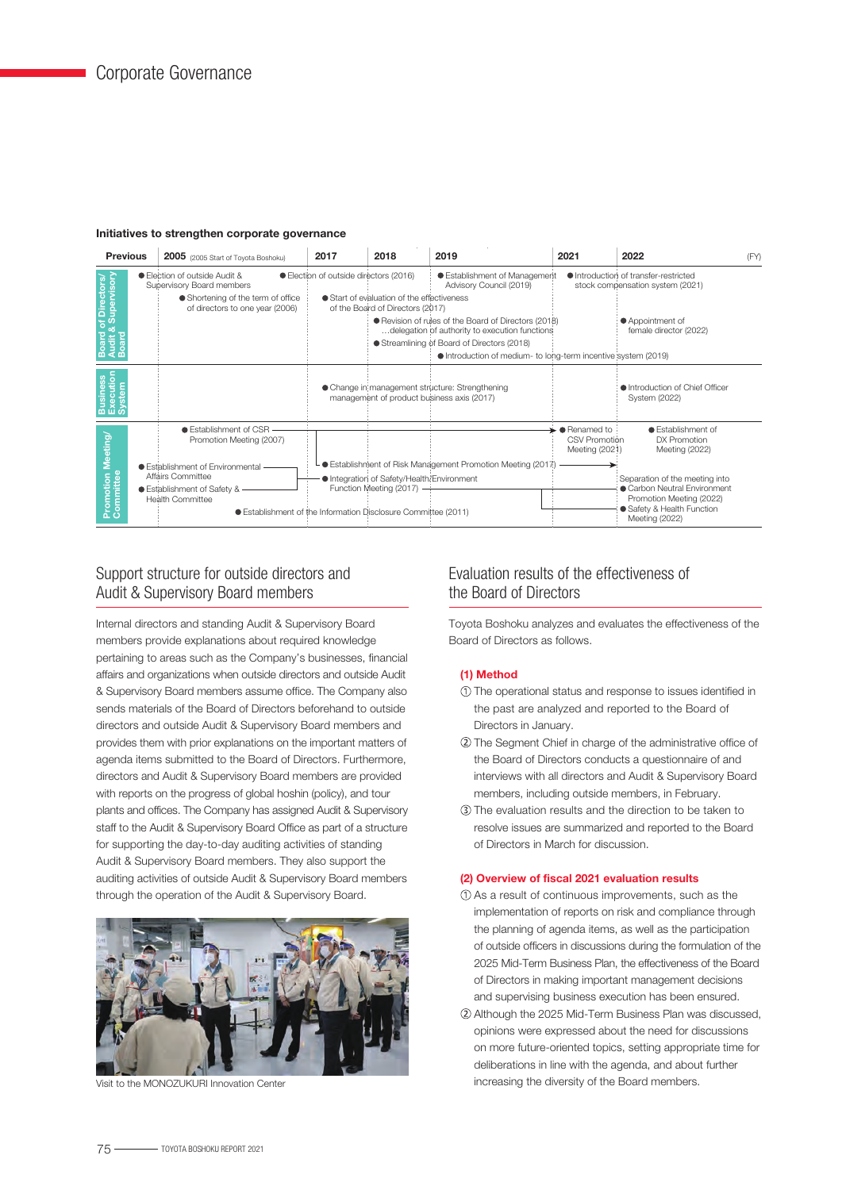# Corporate Governance

### Initiatives to strengthen corporate governance

| | Previous | 2005 (2005 Start of Toyota Boshoku) | 2017 | 2018 | 2019 | 2021 | 2022 |
|---|---|---|---|---|---|---|---|
| Board of Directors/ Audit & Supervisory Board | ● Election of outside Audit & Supervisory Board members | ● Shortening of the term of office of directors to one year (2006); ● Election of outside directors (2016) | ● Start of evaluation of the effectiveness of the Board of Directors (2017) | ● Revision of rules of the Board of Directors (2018) …delegation of authority to execution functions; ● Streamlining of Board of Directors (2018) | ● Establishment of Management Advisory Council (2019); ● Introduction of medium- to long-term incentive system (2019) | ● Introduction of transfer-restricted stock compensation system (2021) | ● Appointment of female director (2022) |
| Business Execution System | | | ● Change in management structure: Strengthening management of product business axis (2017) | | | | ● Introduction of Chief Officer System (2022) |
| Promotion Meeting/ Committee | ● Establishment of Environmental Affairs Committee; ● Establishment of Safety & Health Committee | ● Establishment of CSR Promotion Meeting (2007); ● Establishment of the Information Disclosure Committee (2011) | ● Establishment of Risk Management Promotion Meeting (2017); ● Integration of Safety/Health/Environment Function Meeting (2017) | | | ● Renamed to CSV Promotion Meeting (2021) | ● Establishment of DX Promotion Meeting (2022); Separation of the meeting into ● Carbon Neutral Environment Promotion Meeting (2022) ● Safety & Health Function Meeting (2022) |

(FY)

## Support structure for outside directors and Audit & Supervisory Board members

Internal directors and standing Audit & Supervisory Board members provide explanations about required knowledge pertaining to areas such as the Company's businesses, financial affairs and organizations when outside directors and outside Audit & Supervisory Board members assume office. The Company also sends materials of the Board of Directors beforehand to outside directors and outside Audit & Supervisory Board members and provides them with prior explanations on the important matters of agenda items submitted to the Board of Directors. Furthermore, directors and Audit & Supervisory Board members are provided with reports on the progress of global hoshin (policy), and tour plants and offices. The Company has assigned Audit & Supervisory staff to the Audit & Supervisory Board Office as part of a structure for supporting the day-to-day auditing activities of standing Audit & Supervisory Board members. They also support the auditing activities of outside Audit & Supervisory Board members through the operation of the Audit & Supervisory Board.

Visit to the MONOZUKURI Innovation Center

## Evaluation results of the effectiveness of the Board of Directors

Toyota Boshoku analyzes and evaluates the effectiveness of the Board of Directors as follows.

**(1) Method**

① The operational status and response to issues identified in the past are analyzed and reported to the Board of Directors in January.

② The Segment Chief in charge of the administrative office of the Board of Directors conducts a questionnaire of and interviews with all directors and Audit & Supervisory Board members, including outside members, in February.

③ The evaluation results and the direction to be taken to resolve issues are summarized and reported to the Board of Directors in March for discussion.

**(2) Overview of fiscal 2021 evaluation results**

① As a result of continuous improvements, such as the implementation of reports on risk and compliance through the planning of agenda items, as well as the participation of outside officers in discussions during the formulation of the 2025 Mid-Term Business Plan, the effectiveness of the Board of Directors in making important management decisions and supervising business execution has been ensured.

② Although the 2025 Mid-Term Business Plan was discussed, opinions were expressed about the need for discussions on more future-oriented topics, setting appropriate time for deliberations in line with the agenda, and about further increasing the diversity of the Board members.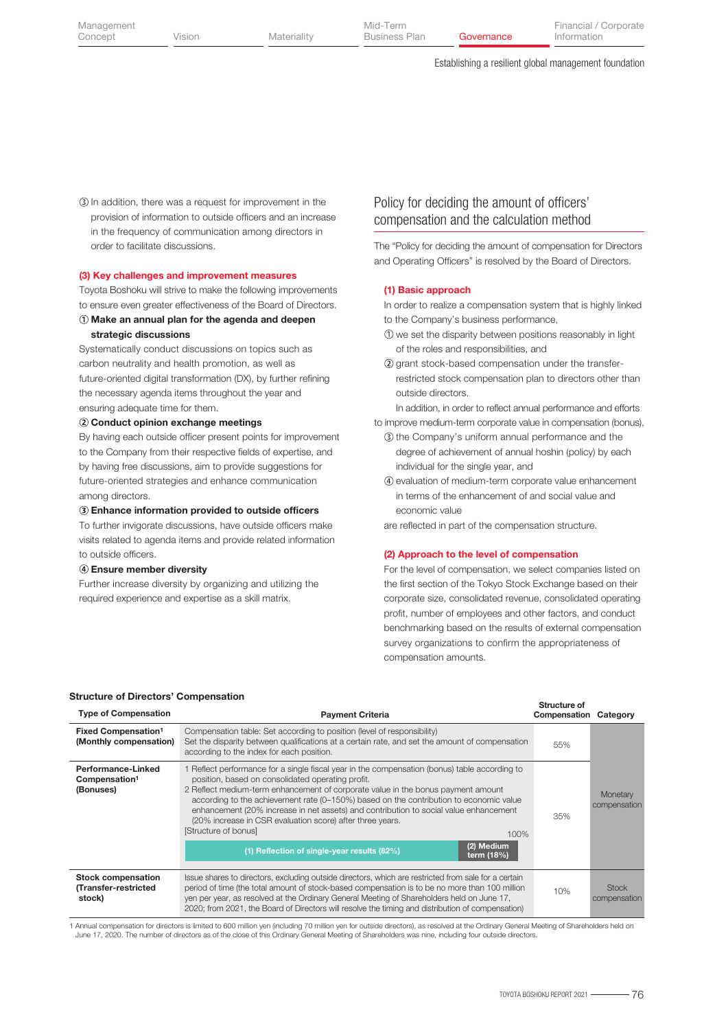③ In addition, there was a request for improvement in the provision of information to outside officers and an increase in the frequency of communication among directors in order to facilitate discussions.

### (3) Key challenges and improvement measures

Toyota Boshoku will strive to make the following improvements to ensure even greater effectiveness of the Board of Directors.

**① Make an annual plan for the agenda and deepen strategic discussions**

Systematically conduct discussions on topics such as carbon neutrality and health promotion, as well as future-oriented digital transformation (DX), by further refining the necessary agenda items throughout the year and ensuring adequate time for them.

**② Conduct opinion exchange meetings**

By having each outside officer present points for improvement to the Company from their respective fields of expertise, and by having free discussions, aim to provide suggestions for future-oriented strategies and enhance communication among directors.

**③ Enhance information provided to outside officers**

To further invigorate discussions, have outside officers make visits related to agenda items and provide related information to outside officers.

**④ Ensure member diversity**

Further increase diversity by organizing and utilizing the required experience and expertise as a skill matrix.

## Policy for deciding the amount of officers' compensation and the calculation method

The "Policy for deciding the amount of compensation for Directors and Operating Officers" is resolved by the Board of Directors.

### (1) Basic approach

In order to realize a compensation system that is highly linked to the Company's business performance,

① we set the disparity between positions reasonably in light of the roles and responsibilities, and

② grant stock-based compensation under the transfer-restricted stock compensation plan to directors other than outside directors.

In addition, in order to reflect annual performance and efforts to improve medium-term corporate value in compensation (bonus),

③ the Company's uniform annual performance and the degree of achievement of annual hoshin (policy) by each individual for the single year, and

④ evaluation of medium-term corporate value enhancement in terms of the enhancement of and social value and economic value

are reflected in part of the compensation structure.

### (2) Approach to the level of compensation

For the level of compensation, we select companies listed on the first section of the Tokyo Stock Exchange based on their corporate size, consolidated revenue, consolidated operating profit, number of employees and other factors, and conduct benchmarking based on the results of external compensation survey organizations to confirm the appropriateness of compensation amounts.

**Structure of Directors' Compensation**

| Type of Compensation | Payment Criteria | Structure of Compensation | Category |
|---|---|---|---|
| **Fixed Compensation[1] (Monthly compensation)** | Compensation table: Set according to position (level of responsibility)<br>Set the disparity between qualifications at a certain rate, and set the amount of compensation according to the index for each position. | 55% | Monetary compensation |
| **Performance-Linked Compensation[1] (Bonuses)** | 1 Reflect performance for a single fiscal year in the compensation (bonus) table according to position, based on consolidated operating profit.<br>2 Reflect medium-term enhancement of corporate value in the bonus payment amount according to the achievement rate (0–150%) based on the contribution to economic value enhancement (20% increase in net assets) and contribution to social value enhancement (20% increase in CSR evaluation score) after three years.<br>[Structure of bonus] 100%<br>(1) Reflection of single-year results (82%) / (2) Medium term (18%) | 35% | Monetary compensation |
| **Stock compensation (Transfer-restricted stock)** | Issue shares to directors, excluding outside directors, which are restricted from sale for a certain period of time (the total amount of stock-based compensation is to be no more than 100 million yen per year, as resolved at the Ordinary General Meeting of Shareholders held on June 17, 2020; from 2021, the Board of Directors will resolve the timing and distribution of compensation) | 10% | Stock compensation |

1 Annual compensation for directors is limited to 600 million yen (including 70 million yen for outside directors), as resolved at the Ordinary General Meeting of Shareholders held on June 17, 2020. The number of directors as of the close of this Ordinary General Meeting of Shareholders was nine, including four outside directors.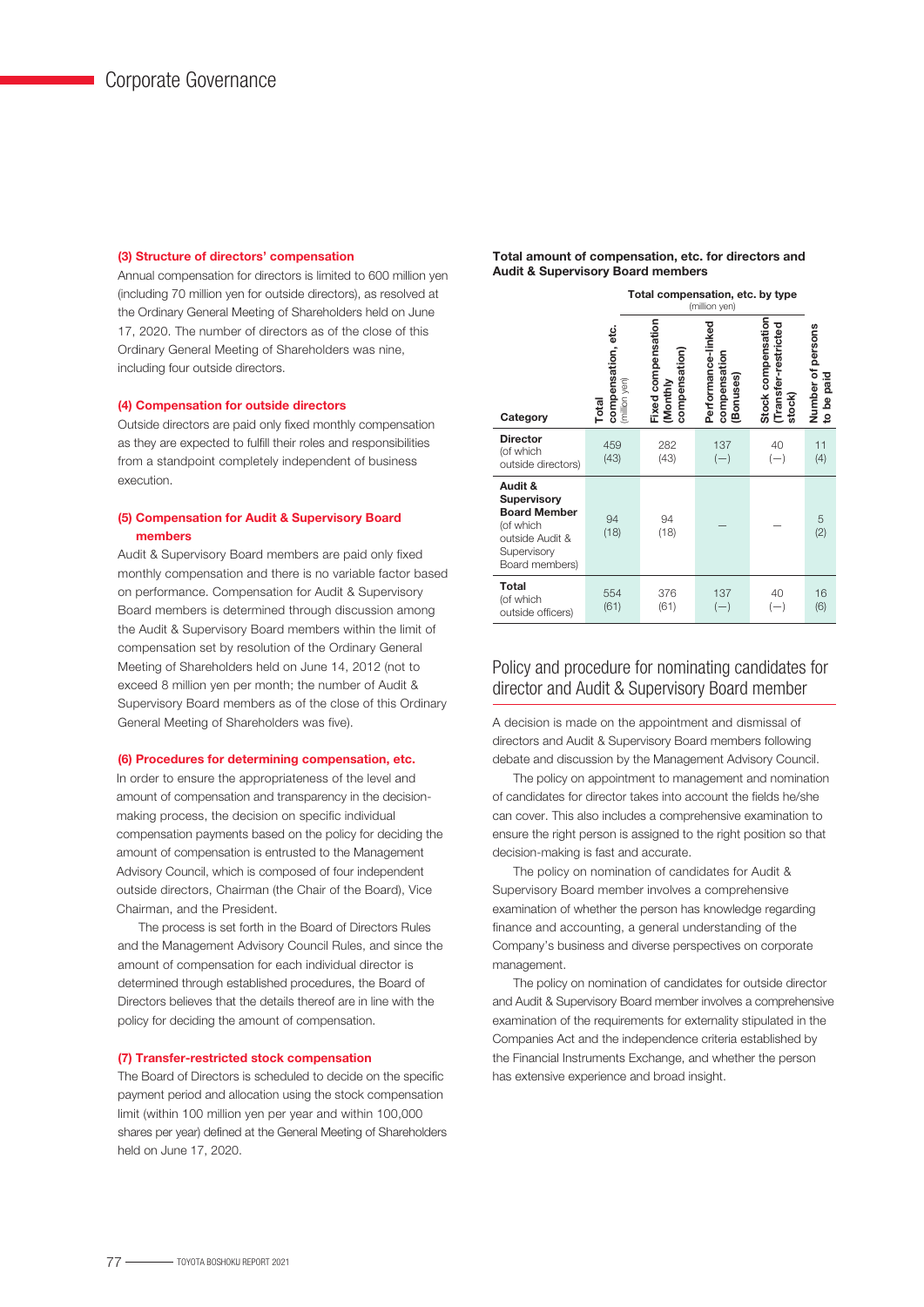# Corporate Governance

### (3) Structure of directors' compensation

Annual compensation for directors is limited to 600 million yen (including 70 million yen for outside directors), as resolved at the Ordinary General Meeting of Shareholders held on June 17, 2020. The number of directors as of the close of this Ordinary General Meeting of Shareholders was nine, including four outside directors.

### (4) Compensation for outside directors

Outside directors are paid only fixed monthly compensation as they are expected to fulfill their roles and responsibilities from a standpoint completely independent of business execution.

### (5) Compensation for Audit & Supervisory Board members

Audit & Supervisory Board members are paid only fixed monthly compensation and there is no variable factor based on performance. Compensation for Audit & Supervisory Board members is determined through discussion among the Audit & Supervisory Board members within the limit of compensation set by resolution of the Ordinary General Meeting of Shareholders held on June 14, 2012 (not to exceed 8 million yen per month; the number of Audit & Supervisory Board members as of the close of this Ordinary General Meeting of Shareholders was five).

### (6) Procedures for determining compensation, etc.

In order to ensure the appropriateness of the level and amount of compensation and transparency in the decision-making process, the decision on specific individual compensation payments based on the policy for deciding the amount of compensation is entrusted to the Management Advisory Council, which is composed of four independent outside directors, Chairman (the Chair of the Board), Vice Chairman, and the President.

The process is set forth in the Board of Directors Rules and the Management Advisory Council Rules, and since the amount of compensation for each individual director is determined through established procedures, the Board of Directors believes that the details thereof are in line with the policy for deciding the amount of compensation.

### (7) Transfer-restricted stock compensation

The Board of Directors is scheduled to decide on the specific payment period and allocation using the stock compensation limit (within 100 million yen per year and within 100,000 shares per year) defined at the General Meeting of Shareholders held on June 17, 2020.

**Total amount of compensation, etc. for directors and Audit & Supervisory Board members**

| Category | Total compensation, etc. (million yen) | Total compensation, etc. by type (million yen) | | | Number of persons to be paid |
|---|---|---|---|---|---|
| | | Fixed compensation (Monthly compensation) | Performance-linked compensation (Bonuses) | Stock compensation (Transfer-restricted stock) | |
| **Director** (of which outside directors) | 459 (43) | 282 (43) | 137 (—) | 40 (—) | 11 (4) |
| **Audit & Supervisory Board Member** (of which outside Audit & Supervisory Board members) | 94 (18) | 94 (18) | — | — | 5 (2) |
| **Total** (of which outside officers) | 554 (61) | 376 (61) | 137 (—) | 40 (—) | 16 (6) |

## Policy and procedure for nominating candidates for director and Audit & Supervisory Board member

A decision is made on the appointment and dismissal of directors and Audit & Supervisory Board members following debate and discussion by the Management Advisory Council.

The policy on appointment to management and nomination of candidates for director takes into account the fields he/she can cover. This also includes a comprehensive examination to ensure the right person is assigned to the right position so that decision-making is fast and accurate.

The policy on nomination of candidates for Audit & Supervisory Board member involves a comprehensive examination of whether the person has knowledge regarding finance and accounting, a general understanding of the Company's business and diverse perspectives on corporate management.

The policy on nomination of candidates for outside director and Audit & Supervisory Board member involves a comprehensive examination of the requirements for externality stipulated in the Companies Act and the independence criteria established by the Financial Instruments Exchange, and whether the person has extensive experience and broad insight.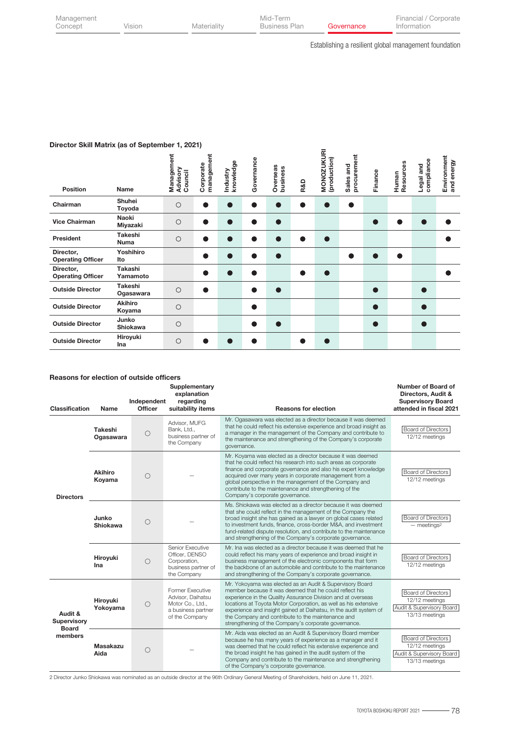Establishing a resilient global management foundation

### Director Skill Matrix (as of September 1, 2021)

| Position | Name | Management Advisory Council | Corporate management | Industry knowledge | Governance | Overseas business | R&D | MONOZUKURI (production) | Sales and procurement | Finance | Human Resources | Legal and compliance | Environment and energy |
|---|---|---|---|---|---|---|---|---|---|---|---|---|---|
| Chairman | Shuhei Toyoda | ○ | ● | ● | ● | ● | ● | ● | ● | | | | |
| Vice Chairman | Naoki Miyazaki | ○ | ● | ● | ● | ● | | | | ● | ● | ● | ● |
| President | Takeshi Numa | ○ | ● | ● | ● | ● | ● | ● | | | | | ● |
| Director, Operating Officer | Yoshihiro Ito | | ● | ● | ● | ● | | | ● | ● | ● | | |
| Director, Operating Officer | Takashi Yamamoto | | ● | ● | ● | | ● | ● | | | | | ● |
| Outside Director | Takeshi Ogasawara | ○ | ● | | ● | ● | | | | ● | | ● | |
| Outside Director | Akihiro Koyama | ○ | | | ● | | | | | ● | | ● | |
| Outside Director | Junko Shiokawa | ○ | | | ● | ● | | | | ● | | ● | |
| Outside Director | Hiroyuki Ina | ○ | ● | ● | ● | | ● | ● | | | | | |

### Reasons for election of outside officers

| Classification | Name | Independent Officer | Supplementary explanation regarding suitability items | Reasons for election | Number of Board of Directors, Audit & Supervisory Board attended in fiscal 2021 |
|---|---|---|---|---|---|
| Directors | Takeshi Ogasawara | ○ | Advisor, MUFG Bank, Ltd., business partner of the Company | Mr. Ogasawara was elected as a director because it was deemed that he could reflect his extensive experience and broad insight as a manager in the management of the Company and contribute to the maintenance and strengthening of the Company's corporate governance. | Board of Directors 12/12 meetings |
| | Akihiro Koyama | ○ | — | Mr. Koyama was elected as a director because it was deemed that he could reflect his research into such areas as corporate finance and corporate governance and also his expert knowledge acquired over many years in corporate management from a global perspective in the management of the Company and contribute to the maintenance and strengthening of the Company's corporate governance. | Board of Directors 12/12 meetings |
| | Junko Shiokawa | ○ | — | Ms. Shiokawa was elected as a director because it was deemed that she could reflect in the management of the Company the broad insight she has gained as a lawyer on global cases related to investment funds, finance, cross-border M&A, and investment fund-related dispute resolution, and contribute to the maintenance and strengthening of the Company's corporate governance. | Board of Directors — meetings[2] |
| | Hiroyuki Ina | ○ | Senior Executive Officer, DENSO Corporation, business partner of the Company | Mr. Ina was elected as a director because it was deemed that he could reflect his many years of experience and broad insight in business management of the electronic components that form the backbone of an automobile and contribute to the maintenance and strengthening of the Company's corporate governance. | Board of Directors 12/12 meetings |
| Audit & Supervisory Board members | Hiroyuki Yokoyama | ○ | Former Executive Advisor, Daihatsu Motor Co., Ltd., a business partner of the Company | Mr. Yokoyama was elected as an Audit & Supervisory Board member because it was deemed that he could reflect his experience in the Quality Assurance Division and at overseas locations at Toyota Motor Corporation, as well as his extensive experience and insight gained at Daihatsu, in the audit system of the Company and contribute to the maintenance and strengthening of the Company's corporate governance. | Board of Directors 12/12 meetings; Audit & Supervisory Board 13/13 meetings |
| | Masakazu Aida | ○ | — | Mr. Aida was elected as an Audit & Supervisory Board member because he has many years of experience as a manager and it was deemed that he could reflect his extensive experience and the broad insight he has gained in the audit system of the Company and contribute to the maintenance and strengthening of the Company's corporate governance. | Board of Directors 12/12 meetings; Audit & Supervisory Board 13/13 meetings |

2 Director Junko Shiokawa was nominated as an outside director at the 96th Ordinary General Meeting of Shareholders, held on June 11, 2021.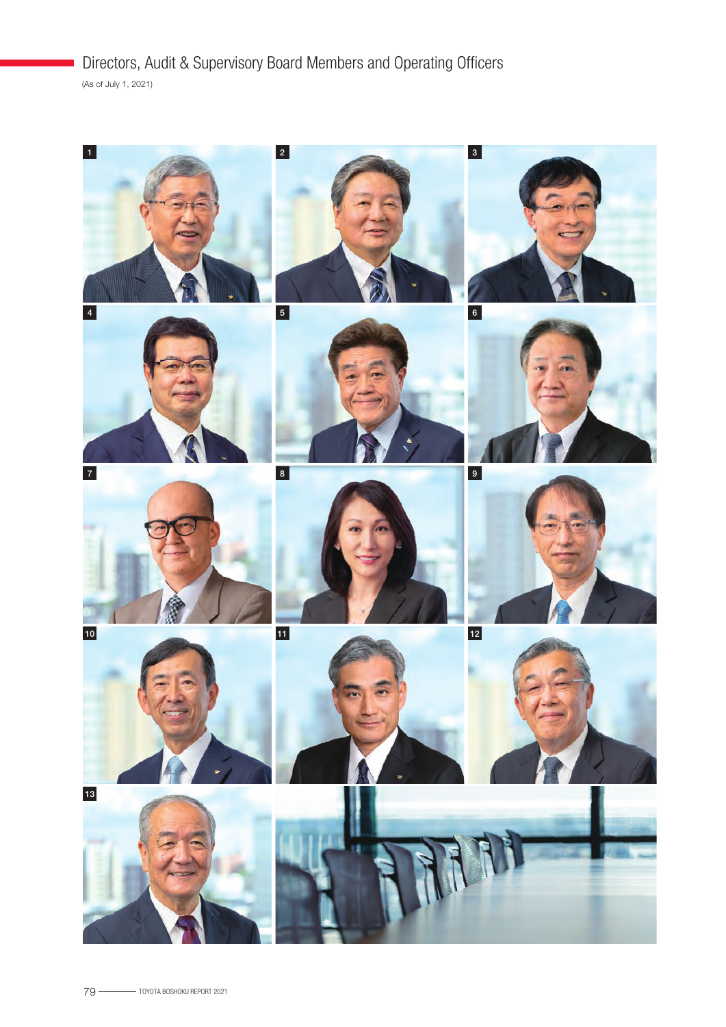## Directors, Audit & Supervisory Board Members and Operating Officers

(As of July 1, 2021)

1

2

3

4

5

6

7

8

9

10

11

12

13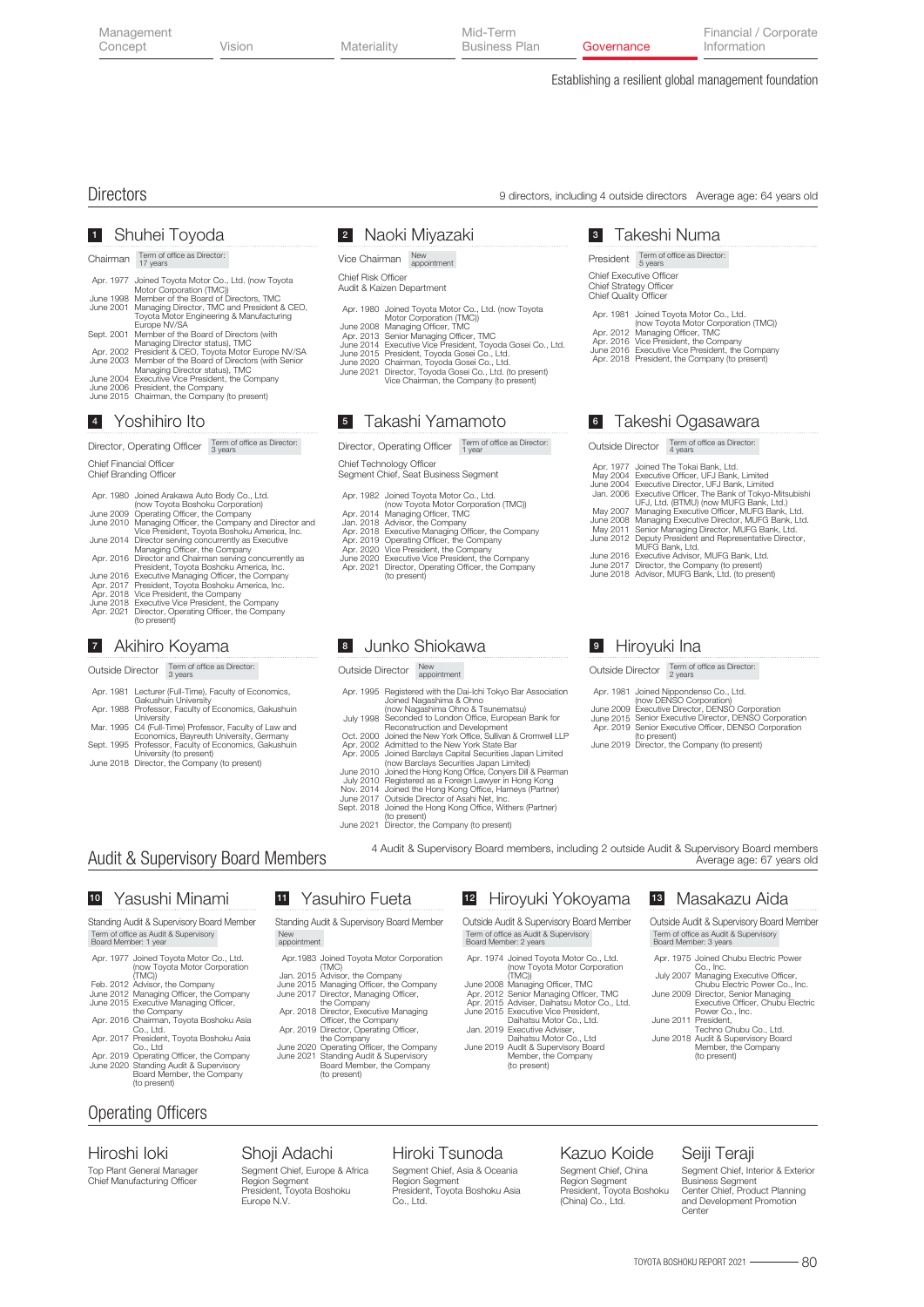Establishing a resilient global management foundation

## Directors

9 directors, including 4 outside directors  Average age: 64 years old

### 1 Shuhei Toyoda

Chairman  Term of office as Director: 17 years

- Apr. 1977 Joined Toyota Motor Co., Ltd. (now Toyota Motor Corporation (TMC))
- June 1998 Member of the Board of Directors, TMC
- June 2001 Managing Director, TMC and President & CEO, Toyota Motor Engineering & Manufacturing Europe NV/SA
- Sept. 2001 Member of the Board of Directors (with Managing Director status), TMC
- Apr. 2002 President & CEO, Toyota Motor Europe NV/SA
- June 2003 Member of the Board of Directors (with Senior Managing Director status), TMC
- June 2004 Executive Vice President, the Company
- June 2006 President, the Company
- June 2015 Chairman, the Company (to present)

### 2 Naoki Miyazaki

Vice Chairman  New appointment

Chief Risk Officer
Audit & Kaizen Department

- Apr. 1980 Joined Toyota Motor Co., Ltd. (now Toyota Motor Corporation (TMC))
- June 2008 Managing Officer, TMC
- Apr. 2013 Senior Managing Officer, TMC
- June 2014 Executive Vice President, Toyoda Gosei Co., Ltd.
- June 2015 President, Toyoda Gosei Co., Ltd.
- June 2020 Chairman, Toyoda Gosei Co., Ltd.
- June 2021 Director, Toyoda Gosei Co., Ltd. (to present) Vice Chairman, the Company (to present)

### 3 Takeshi Numa

President  Term of office as Director: 5 years

Chief Executive Officer
Chief Strategy Officer
Chief Quality Officer

- Apr. 1981 Joined Toyota Motor Co., Ltd. (now Toyota Motor Corporation (TMC))
- Apr. 2012 Managing Officer, TMC
- Apr. 2016 Vice President, the Company
- June 2016 Executive Vice President, the Company
- Apr. 2018 President, the Company (to present)

### 4 Yoshihiro Ito

Director, Operating Officer  Term of office as Director: 3 years

Chief Financial Officer
Chief Branding Officer

- Apr. 1980 Joined Arakawa Auto Body Co., Ltd. (now Toyota Boshoku Corporation)
- June 2009 Operating Officer, the Company
- June 2010 Managing Officer, the Company and Director and Vice President, Toyota Boshoku America, Inc.
- June 2014 Director serving concurrently as Executive Managing Officer, the Company
- Apr. 2016 Director and Chairman serving concurrently as President, Toyota Boshoku America, Inc.
- June 2016 Executive Managing Officer, the Company
- Apr. 2017 President, Toyota Boshoku America, Inc.
- Apr. 2018 Vice President, the Company
- June 2018 Executive Vice President, the Company
- Apr. 2021 Director, Operating Officer, the Company (to present)

### 5 Takashi Yamamoto

Director, Operating Officer  Term of office as Director: 1 year

Chief Technology Officer
Segment Chief, Seat Business Segment

- Apr. 1982 Joined Toyota Motor Co., Ltd. (now Toyota Motor Corporation (TMC))
- Apr. 2014 Managing Officer, TMC
- Jan. 2018 Advisor, the Company
- Apr. 2018 Executive Managing Officer, the Company
- Apr. 2019 Operating Officer, the Company
- Apr. 2020 Vice President, the Company
- June 2020 Executive Vice President, the Company
- Apr. 2021 Director, Operating Officer, the Company (to present)

### 6 Takeshi Ogasawara

Outside Director  Term of office as Director: 4 years

- Apr. 1977 Joined The Tokai Bank, Ltd.
- May 2004 Executive Officer, UFJ Bank, Limited
- June 2004 Executive Director, UFJ Bank, Limited
- Jan. 2006 Executive Officer, The Bank of Tokyo-Mitsubishi UFJ, Ltd. (BTMU) (now MUFG Bank, Ltd.)
- May 2007 Managing Executive Officer, MUFG Bank, Ltd.
- June 2008 Managing Executive Director, MUFG Bank, Ltd.
- May 2011 Senior Managing Director, MUFG Bank, Ltd.
- June 2012 Deputy President and Representative Director, MUFG Bank, Ltd.
- June 2016 Executive Advisor, MUFG Bank, Ltd.
- June 2017 Director, the Company (to present)
- June 2018 Advisor, MUFG Bank, Ltd. (to present)

### 7 Akihiro Koyama

Outside Director  Term of office as Director: 3 years

- Apr. 1981 Lecturer (Full-Time), Faculty of Economics, Gakushuin University
- Apr. 1988 Professor, Faculty of Economics, Gakushuin University
- Mar. 1995 C4 (Full-Time) Professor, Faculty of Law and Economics, Bayreuth University, Germany
- Sept. 1995 Professor, Faculty of Economics, Gakushuin University (to present)
- June 2018 Director, the Company (to present)

### 8 Junko Shiokawa

Outside Director  New appointment

- Apr. 1995 Registered with the Dai-Ichi Tokyo Bar Association Joined Nagashima & Ohno (now Nagashima Ohno & Tsunematsu)
- July 1998 Seconded to London Office, European Bank for Reconstruction and Development
- Oct. 2000 Joined the New York Office, Sullivan & Cromwell LLP
- Apr. 2002 Admitted to the New York State Bar
- Apr. 2005 Joined Barclays Capital Securities Japan Limited (now Barclays Securities Japan Limited)
- June 2010 Joined the Hong Kong Office, Conyers Dill & Pearman
- July 2010 Registered as a Foreign Lawyer in Hong Kong
- Nov. 2014 Joined the Hong Kong Office, Harneys (Partner)
- June 2017 Outside Director of Asahi Net, Inc.
- Sept. 2018 Joined the Hong Kong Office, Withers (Partner) (to present)
- June 2021 Director, the Company (to present)

### 9 Hiroyuki Ina

Outside Director  Term of office as Director: 2 years

- Apr. 1981 Joined Nippondenso Co., Ltd. (now DENSO Corporation)
- June 2009 Executive Director, DENSO Corporation
- June 2015 Senior Executive Director, DENSO Corporation
- Apr. 2019 Senior Executive Officer, DENSO Corporation (to present)
- June 2019 Director, the Company (to present)

## Audit & Supervisory Board Members

4 Audit & Supervisory Board members, including 2 outside Audit & Supervisory Board members  Average age: 67 years old

### 10 Yasushi Minami

Standing Audit & Supervisory Board Member
Term of office as Audit & Supervisory Board Member: 1 year

- Apr. 1977 Joined Toyota Motor Co., Ltd. (now Toyota Motor Corporation (TMC))
- Feb. 2012 Advisor, the Company
- June 2012 Managing Officer, the Company
- June 2015 Executive Managing Officer, the Company
- Apr. 2016 Chairman, Toyota Boshoku Asia Co., Ltd.
- Apr. 2017 President, Toyota Boshoku Asia Co., Ltd
- Apr. 2019 Operating Officer, the Company
- June 2020 Standing Audit & Supervisory Board Member, the Company (to present)

### 11 Yasuhiro Fueta

Standing Audit & Supervisory Board Member
New appointment

- Apr. 1983 Joined Toyota Motor Corporation (TMC)
- Jan. 2015 Advisor, the Company
- June 2015 Managing Officer, the Company
- June 2017 Director, Managing Officer, the Company
- Apr. 2018 Director, Executive Managing Officer, the Company
- Apr. 2019 Director, Operating Officer, the Company
- June 2020 Operating Officer, the Company
- June 2021 Standing Audit & Supervisory Board Member, the Company (to present)

### 12 Hiroyuki Yokoyama

Outside Audit & Supervisory Board Member
Term of office as Audit & Supervisory Board Member: 2 years

- Apr. 1974 Joined Toyota Motor Co., Ltd. (now Toyota Motor Corporation (TMC))
- June 2008 Managing Officer, TMC
- Apr. 2012 Senior Managing Officer, TMC
- Apr. 2015 Adviser, Daihatsu Motor Co., Ltd.
- June 2015 Executive Vice President, Daihatsu Motor Co., Ltd.
- Jan. 2019 Executive Adviser, Daihatsu Motor Co., Ltd
- June 2019 Audit & Supervisory Board Member, the Company (to present)

### 13 Masakazu Aida

Outside Audit & Supervisory Board Member
Term of office as Audit & Supervisory Board Member: 3 years

- Apr. 1975 Joined Chubu Electric Power Co., Inc.
- July 2007 Managing Executive Officer, Chubu Electric Power Co., Inc.
- June 2009 Director, Senior Managing Executive Officer, Chubu Electric Power Co., Inc.
- June 2011 President, Techno Chubu Co., Ltd.
- June 2018 Audit & Supervisory Board Member, the Company (to present)

## Operating Officers

**Hiroshi Ioki**
Top Plant General Manager
Chief Manufacturing Officer

**Shoji Adachi**
Segment Chief, Europe & Africa Region Segment
President, Toyota Boshoku Europe N.V.

**Hiroki Tsunoda**
Segment Chief, Asia & Oceania Region Segment
President, Toyota Boshoku Asia Co., Ltd.

**Kazuo Koide**
Segment Chief, China Region Segment
President, Toyota Boshoku (China) Co., Ltd.

**Seiji Teraji**
Segment Chief, Interior & Exterior Business Segment
Center Chief, Product Planning and Development Promotion Center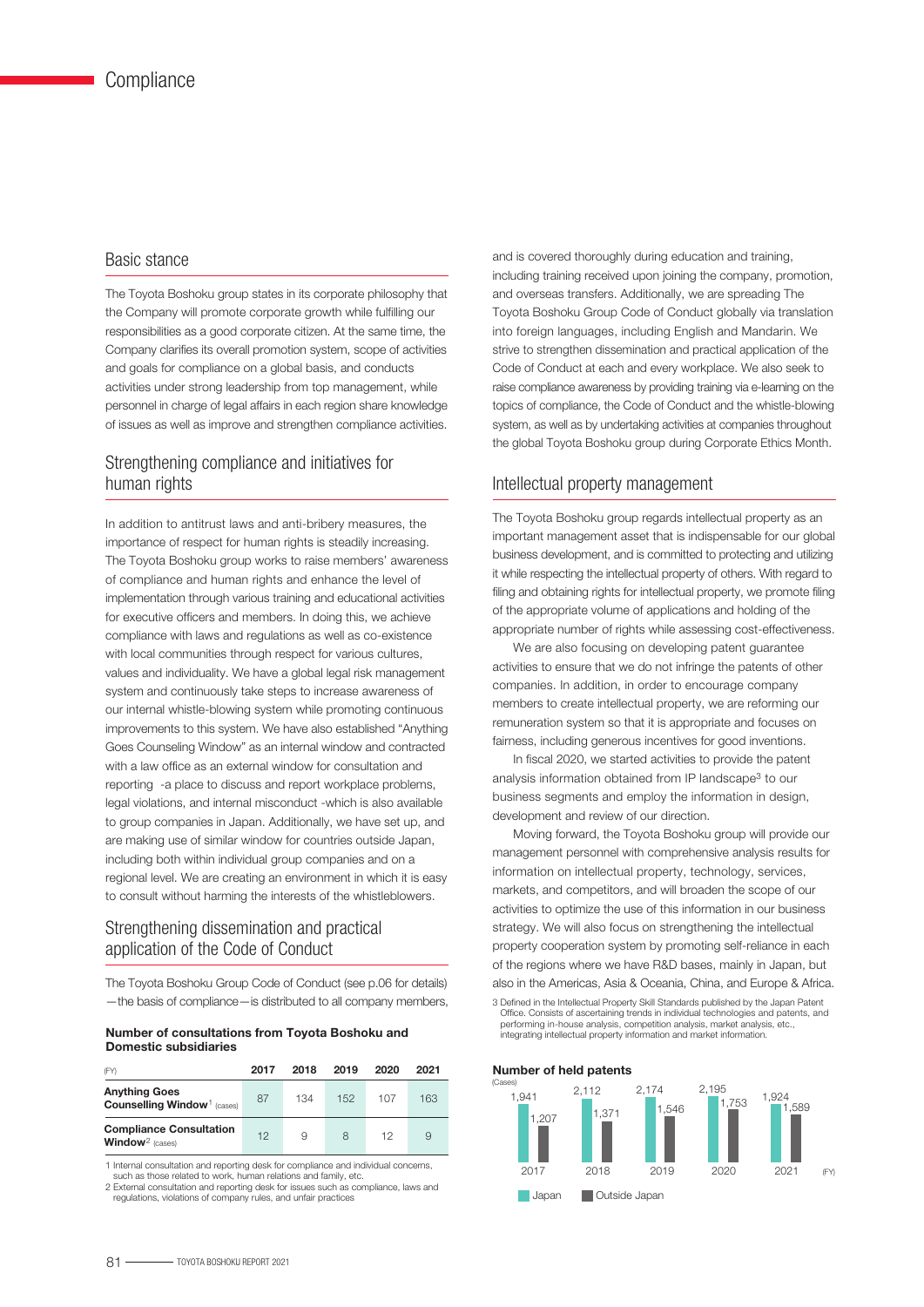# Compliance

## Basic stance

The Toyota Boshoku group states in its corporate philosophy that the Company will promote corporate growth while fulfilling our responsibilities as a good corporate citizen. At the same time, the Company clarifies its overall promotion system, scope of activities and goals for compliance on a global basis, and conducts activities under strong leadership from top management, while personnel in charge of legal affairs in each region share knowledge of issues as well as improve and strengthen compliance activities.

## Strengthening compliance and initiatives for human rights

In addition to antitrust laws and anti-bribery measures, the importance of respect for human rights is steadily increasing. The Toyota Boshoku group works to raise members' awareness of compliance and human rights and enhance the level of implementation through various training and educational activities for executive officers and members. In doing this, we achieve compliance with laws and regulations as well as co-existence with local communities through respect for various cultures, values and individuality. We have a global legal risk management system and continuously take steps to increase awareness of our internal whistle-blowing system while promoting continuous improvements to this system. We have also established "Anything Goes Counseling Window" as an internal window and contracted with a law office as an external window for consultation and reporting -a place to discuss and report workplace problems, legal violations, and internal misconduct -which is also available to group companies in Japan. Additionally, we have set up, and are making use of similar window for countries outside Japan, including both within individual group companies and on a regional level. We are creating an environment in which it is easy to consult without harming the interests of the whistleblowers.

## Strengthening dissemination and practical application of the Code of Conduct

The Toyota Boshoku Group Code of Conduct (see p.06 for details) —the basis of compliance—is distributed to all company members, and is covered thoroughly during education and training, including training received upon joining the company, promotion, and overseas transfers. Additionally, we are spreading The Toyota Boshoku Group Code of Conduct globally via translation into foreign languages, including English and Mandarin. We strive to strengthen dissemination and practical application of the Code of Conduct at each and every workplace. We also seek to raise compliance awareness by providing training via e-learning on the topics of compliance, the Code of Conduct and the whistle-blowing system, as well as by undertaking activities at companies throughout the global Toyota Boshoku group during Corporate Ethics Month.

**Number of consultations from Toyota Boshoku and Domestic subsidiaries**

| (FY) | 2017 | 2018 | 2019 | 2020 | 2021 |
|---|---|---|---|---|---|
| **Anything Goes Counselling Window**[1] (cases) | 87 | 134 | 152 | 107 | 163 |
| **Compliance Consultation Window**[2] (cases) | 12 | 9 | 8 | 12 | 9 |

1 Internal consultation and reporting desk for compliance and individual concerns, such as those related to work, human relations and family, etc.
2 External consultation and reporting desk for issues such as compliance, laws and regulations, violations of company rules, and unfair practices

## Intellectual property management

The Toyota Boshoku group regards intellectual property as an important management asset that is indispensable for our global business development, and is committed to protecting and utilizing it while respecting the intellectual property of others. With regard to filing and obtaining rights for intellectual property, we promote filing of the appropriate volume of applications and holding of the appropriate number of rights while assessing cost-effectiveness.

We are also focusing on developing patent guarantee activities to ensure that we do not infringe the patents of other companies. In addition, in order to encourage company members to create intellectual property, we are reforming our remuneration system so that it is appropriate and focuses on fairness, including generous incentives for good inventions.

In fiscal 2020, we started activities to provide the patent analysis information obtained from IP landscape[3] to our business segments and employ the information in design, development and review of our direction.

Moving forward, the Toyota Boshoku group will provide our management personnel with comprehensive analysis results for information on intellectual property, technology, services, markets, and competitors, and will broaden the scope of our activities to optimize the use of this information in our business strategy. We will also focus on strengthening the intellectual property cooperation system by promoting self-reliance in each of the regions where we have R&D bases, mainly in Japan, but also in the Americas, Asia & Oceania, China, and Europe & Africa.

3 Defined in the Intellectual Property Skill Standards published by the Japan Patent Office. Consists of ascertaining trends in individual technologies and patents, and performing in-house analysis, competition analysis, market analysis, etc., integrating intellectual property information and market information.

**Number of held patents**

(Cases)

| (FY) | 2017 | 2018 | 2019 | 2020 | 2021 |
|---|---|---|---|---|---|
| Japan | 1,941 | 2,112 | 2,174 | 2,195 | 1,924 |
| Outside Japan | 1,207 | 1,371 | 1,546 | 1,753 | 1,589 |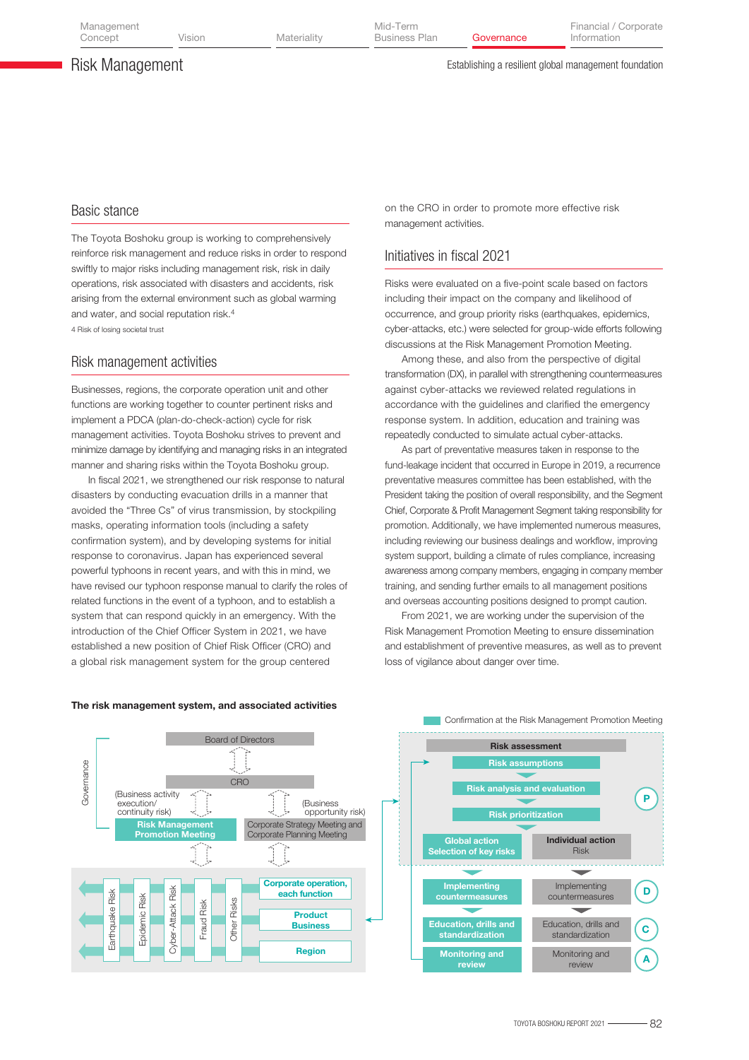# Risk Management

Establishing a resilient global management foundation

## Basic stance

The Toyota Boshoku group is working to comprehensively reinforce risk management and reduce risks in order to respond swiftly to major risks including management risk, risk in daily operations, risk associated with disasters and accidents, risk arising from the external environment such as global warming and water, and social reputation risk.[4]

4 Risk of losing societal trust

## Risk management activities

Businesses, regions, the corporate operation unit and other functions are working together to counter pertinent risks and implement a PDCA (plan-do-check-action) cycle for risk management activities. Toyota Boshoku strives to prevent and minimize damage by identifying and managing risks in an integrated manner and sharing risks within the Toyota Boshoku group.

In fiscal 2021, we strengthened our risk response to natural disasters by conducting evacuation drills in a manner that avoided the "Three Cs" of virus transmission, by stockpiling masks, operating information tools (including a safety confirmation system), and by developing systems for initial response to coronavirus. Japan has experienced several powerful typhoons in recent years, and with this in mind, we have revised our typhoon response manual to clarify the roles of related functions in the event of a typhoon, and to establish a system that can respond quickly in an emergency. With the introduction of the Chief Officer System in 2021, we have established a new position of Chief Risk Officer (CRO) and a global risk management system for the group centered on the CRO in order to promote more effective risk management activities.

## Initiatives in fiscal 2021

Risks were evaluated on a five-point scale based on factors including their impact on the company and likelihood of occurrence, and group priority risks (earthquakes, epidemics, cyber-attacks, etc.) were selected for group-wide efforts following discussions at the Risk Management Promotion Meeting.

Among these, and also from the perspective of digital transformation (DX), in parallel with strengthening countermeasures against cyber-attacks we reviewed related regulations in accordance with the guidelines and clarified the emergency response system. In addition, education and training was repeatedly conducted to simulate actual cyber-attacks.

As part of preventative measures taken in response to the fund-leakage incident that occurred in Europe in 2019, a recurrence preventative measures committee has been established, with the President taking the position of overall responsibility, and the Segment Chief, Corporate & Profit Management Segment taking responsibility for promotion. Additionally, we have implemented numerous measures, including reviewing our business dealings and workflow, improving system support, building a climate of rules compliance, increasing awareness among company members, engaging in company member training, and sending further emails to all management positions and overseas accounting positions designed to prompt caution.

From 2021, we are working under the supervision of the Risk Management Promotion Meeting to ensure dissemination and establishment of preventive measures, as well as to prevent loss of vigilance about danger over time.

**The risk management system, and associated activities**

Governance:
- Board of Directors
- CRO
- Risk Management Promotion Meeting (Business activity execution/ continuity risk)
- Corporate Strategy Meeting and Corporate Planning Meeting (Business opportunity risk)

Risks: Earthquake Risk, Epidemic Risk, Cyber-Attack Risk, Fraud Risk, Other Risks

Functions: Corporate operation, each function; Product Business; Region

Confirmation at the Risk Management Promotion Meeting

- P: Risk assessment — Risk assumptions → Risk analysis and evaluation → Risk prioritization
  - Global action: Selection of key risks
  - Individual action: Risk
- D: Implementing countermeasures (Global) / Implementing countermeasures (Individual)
- C: Education, drills and standardization (Global) / Education, drills and standardization (Individual)
- A: Monitoring and review (Global) / Monitoring and review (Individual)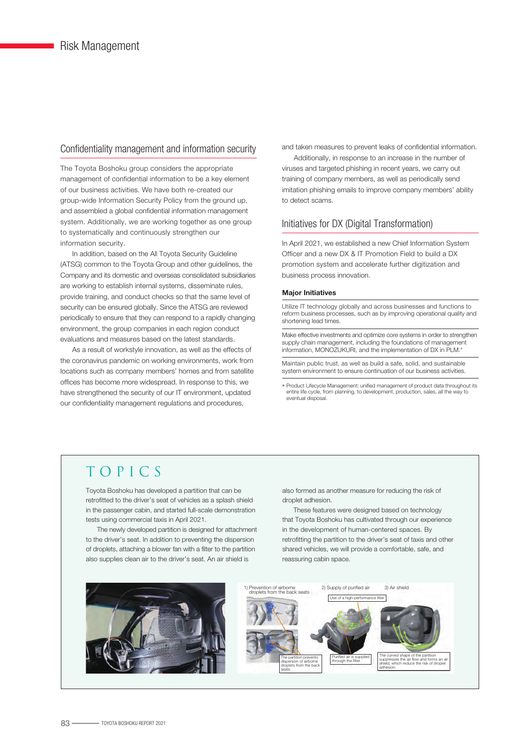# Risk Management

## Confidentiality management and information security

The Toyota Boshoku group considers the appropriate management of confidential information to be a key element of our business activities. We have both re-created our group-wide Information Security Policy from the ground up, and assembled a global confidential information management system. Additionally, we are working together as one group to systematically and continuously strengthen our information security.

In addition, based on the All Toyota Security Guideline (ATSG) common to the Toyota Group and other guidelines, the Company and its domestic and overseas consolidated subsidiaries are working to establish internal systems, disseminate rules, provide training, and conduct checks so that the same level of security can be ensured globally. Since the ATSG are reviewed periodically to ensure that they can respond to a rapidly changing environment, the group companies in each region conduct evaluations and measures based on the latest standards.

As a result of workstyle innovation, as well as the effects of the coronavirus pandemic on working environments, work from locations such as company members' homes and from satellite offices has become more widespread. In response to this, we have strengthened the security of our IT environment, updated our confidentiality management regulations and procedures, and taken measures to prevent leaks of confidential information.

Additionally, in response to an increase in the number of viruses and targeted phishing in recent years, we carry out training of company members, as well as periodically send imitation phishing emails to improve company members' ability to detect scams.

## Initiatives for DX (Digital Transformation)

In April 2021, we established a new Chief Information System Officer and a new DX & IT Promotion Field to build a DX promotion system and accelerate further digitization and business process innovation.

**Major Initiatives**

Utilize IT technology globally and across businesses and functions to reform business processes, such as by improving operational quality and shortening lead times.

Make effective investments and optimize core systems in order to strengthen supply chain management, including the foundations of management information, MONOZUKURI, and the implementation of DX in PLM.*

Maintain public trust, as well as build a safe, solid, and sustainable system environment to ensure continuation of our business activities.

\* Product Lifecycle Management: unified management of product data throughout its entire life cycle, from planning, to development, production, sales, all the way to eventual disposal.

## TOPICS

Toyota Boshoku has developed a partition that can be retrofitted to the driver's seat of vehicles as a splash shield in the passenger cabin, and started full-scale demonstration tests using commercial taxis in April 2021.

The newly developed partition is designed for attachment to the driver's seat. In addition to preventing the dispersion of droplets, attaching a blower fan with a filter to the partition also supplies clean air to the driver's seat. An air shield is also formed as another measure for reducing the risk of droplet adhesion.

These features were designed based on technology that Toyota Boshoku has cultivated through our experience in the development of human-centered spaces. By retrofitting the partition to the driver's seat of taxis and other shared vehicles, we will provide a comfortable, safe, and reassuring cabin space.

1) Prevention of airborne droplets from the back seats

The partition prevents dispersion of airborne droplets from the back seats.

2) Supply of purified air

Use of a high-performance filter

Purified air is supplied through the filter.

3) Air shield

The curved shape of the partition suppresses the air flow and forms an air shield, which reduce the risk of droplet adhesion.